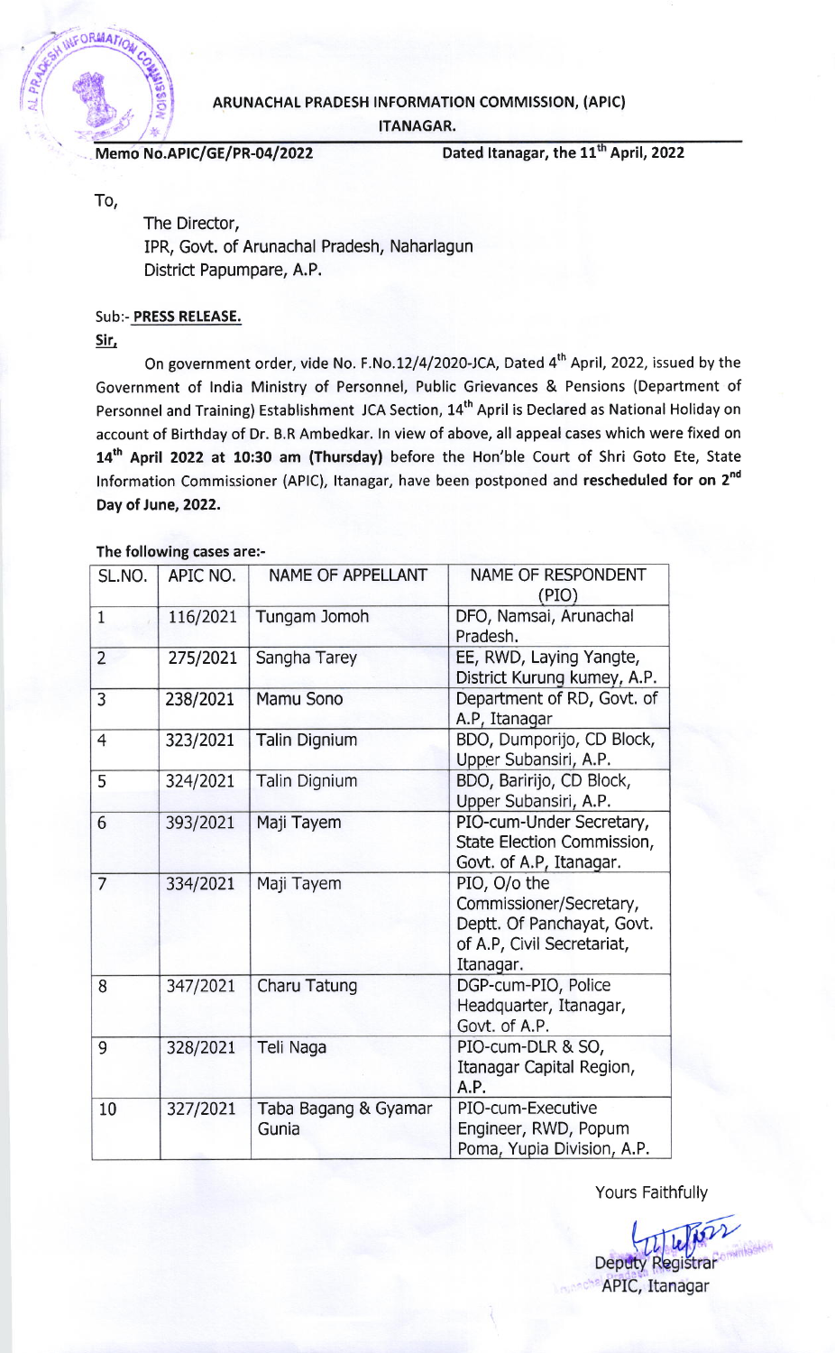# ARUNACHAL PRADESH INFORMATION COMMISSION, (APIC)
## ITANAGAR.

**Memo No.APIC/GE/PR-04/2022** **Dated Itanagar, the 11th April, 2022**

To,

The Director,
IPR, Govt. of Arunachal Pradesh, Naharlagun
District Papumpare, A.P.

Sub:- **PRESS RELEASE.**

**Sir,**

On government order, vide No. F.No.12/4/2020-JCA, Dated 4th April, 2022, issued by the Government of India Ministry of Personnel, Public Grievances & Pensions (Department of Personnel and Training) Establishment JCA Section, 14th April is Declared as National Holiday on account of Birthday of Dr. B.R Ambedkar. In view of above, all appeal cases which were fixed on **14th April 2022 at 10:30 am (Thursday)** before the Hon'ble Court of Shri Goto Ete, State Information Commissioner (APIC), Itanagar, have been postponed and **rescheduled for on 2nd Day of June, 2022.**

**The following cases are:-**

| SL.NO. | APIC NO. | NAME OF APPELLANT | NAME OF RESPONDENT (PIO) |
|---|---|---|---|
| 1 | 116/2021 | Tungam Jomoh | DFO, Namsai, Arunachal Pradesh. |
| 2 | 275/2021 | Sangha Tarey | EE, RWD, Laying Yangte, District Kurung kumey, A.P. |
| 3 | 238/2021 | Mamu Sono | Department of RD, Govt. of A.P, Itanagar |
| 4 | 323/2021 | Talin Dignium | BDO, Dumporijo, CD Block, Upper Subansiri, A.P. |
| 5 | 324/2021 | Talin Dignium | BDO, Baririjo, CD Block, Upper Subansiri, A.P. |
| 6 | 393/2021 | Maji Tayem | PIO-cum-Under Secretary, State Election Commission, Govt. of A.P, Itanagar. |
| 7 | 334/2021 | Maji Tayem | PIO, O/o the Commissioner/Secretary, Deptt. Of Panchayat, Govt. of A.P, Civil Secretariat, Itanagar. |
| 8 | 347/2021 | Charu Tatung | DGP-cum-PIO, Police Headquarter, Itanagar, Govt. of A.P. |
| 9 | 328/2021 | Teli Naga | PIO-cum-DLR & SO, Itanagar Capital Region, A.P. |
| 10 | 327/2021 | Taba Bagang & Gyamar Gunia | PIO-cum-Executive Engineer, RWD, Popum Poma, Yupia Division, A.P. |

Yours Faithfully

Deputy Registrar
APIC, Itanagar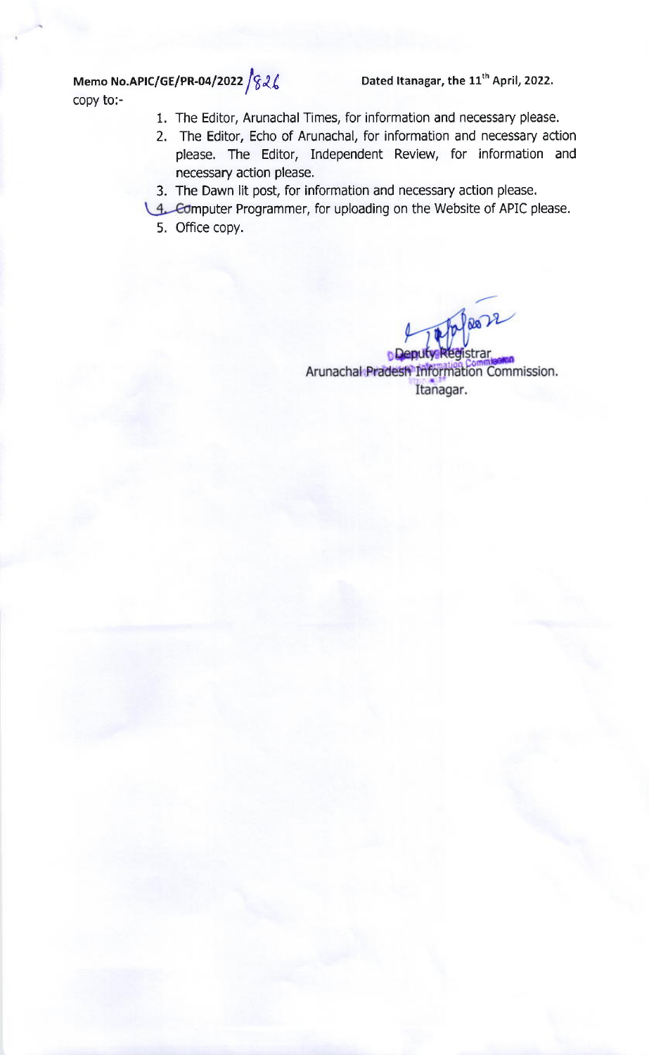**Memo No.APIC/GE/PR-04/2022 /826** **Dated Itanagar, the 11th April, 2022.**

copy to:-

1. The Editor, Arunachal Times, for information and necessary please.
2. The Editor, Echo of Arunachal, for information and necessary action please. The Editor, Independent Review, for information and necessary action please.
3. The Dawn lit post, for information and necessary action please.
4. Computer Programmer, for uploading on the Website of APIC please.
5. Office copy.

Deputy Registrar
Arunachal Pradesh Information Commission.
Itanagar.